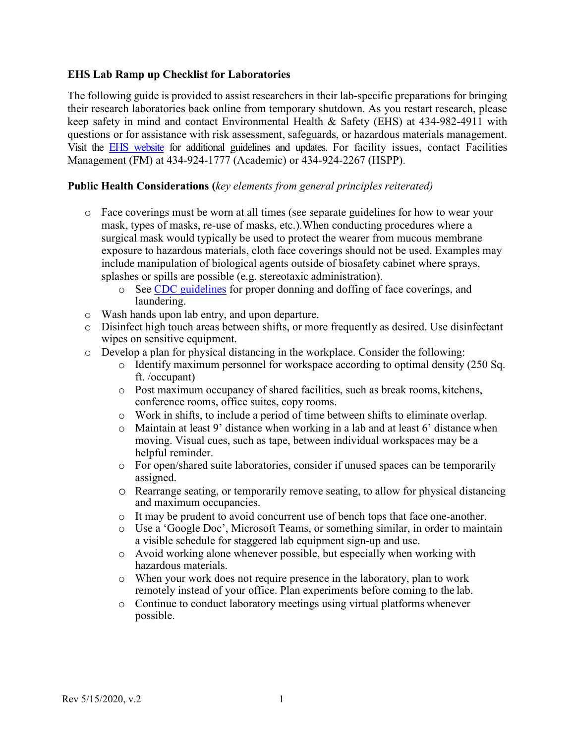## EHS Lab Ramp up Checklist for Laboratories

The following guide is provided to assist researchers in their lab-specific preparations for bringing their research laboratories back online from temporary shutdown. As you restart research, please keep safety in mind and contact Environmental Health & Safety (EHS) at 434-982-4911 with questions or for assistance with risk assessment, safeguards, or hazardous materials management. Visit the EHS website for additional guidelines and updates. For facility issues, contact Facilities Management (FM) at 434-924-1777 (Academic) or 434-924-2267 (HSPP).

### Public Health Considerations (*key elements from general principles reiterated)*

- Face coverings must be worn at all times (see separate guidelines for how to wear your mask, types of masks, re-use of masks, etc.).When conducting procedures where a surgical mask would typically be used to protect the wearer from mucous membrane exposure to hazardous materials, cloth face coverings should not be used. Examples may include manipulation of biological agents outside of biosafety cabinet where sprays, splashes or spills are possible (e.g. stereotaxic administration).
  - See CDC guidelines for proper donning and doffing of face coverings, and laundering.
- Wash hands upon lab entry, and upon departure.
- Disinfect high touch areas between shifts, or more frequently as desired. Use disinfectant wipes on sensitive equipment.
- Develop a plan for physical distancing in the workplace. Consider the following:
  - Identify maximum personnel for workspace according to optimal density (250 Sq. ft. /occupant)
  - Post maximum occupancy of shared facilities, such as break rooms, kitchens, conference rooms, office suites, copy rooms.
  - Work in shifts, to include a period of time between shifts to eliminate overlap.
  - Maintain at least 9' distance when working in a lab and at least 6' distance when moving. Visual cues, such as tape, between individual workspaces may be a helpful reminder.
  - For open/shared suite laboratories, consider if unused spaces can be temporarily assigned.
  - Rearrange seating, or temporarily remove seating, to allow for physical distancing and maximum occupancies.
  - It may be prudent to avoid concurrent use of bench tops that face one-another.
  - Use a 'Google Doc', Microsoft Teams, or something similar, in order to maintain a visible schedule for staggered lab equipment sign-up and use.
  - Avoid working alone whenever possible, but especially when working with hazardous materials.
  - When your work does not require presence in the laboratory, plan to work remotely instead of your office. Plan experiments before coming to the lab.
  - Continue to conduct laboratory meetings using virtual platforms whenever possible.

Rev 5/15/2020, v.2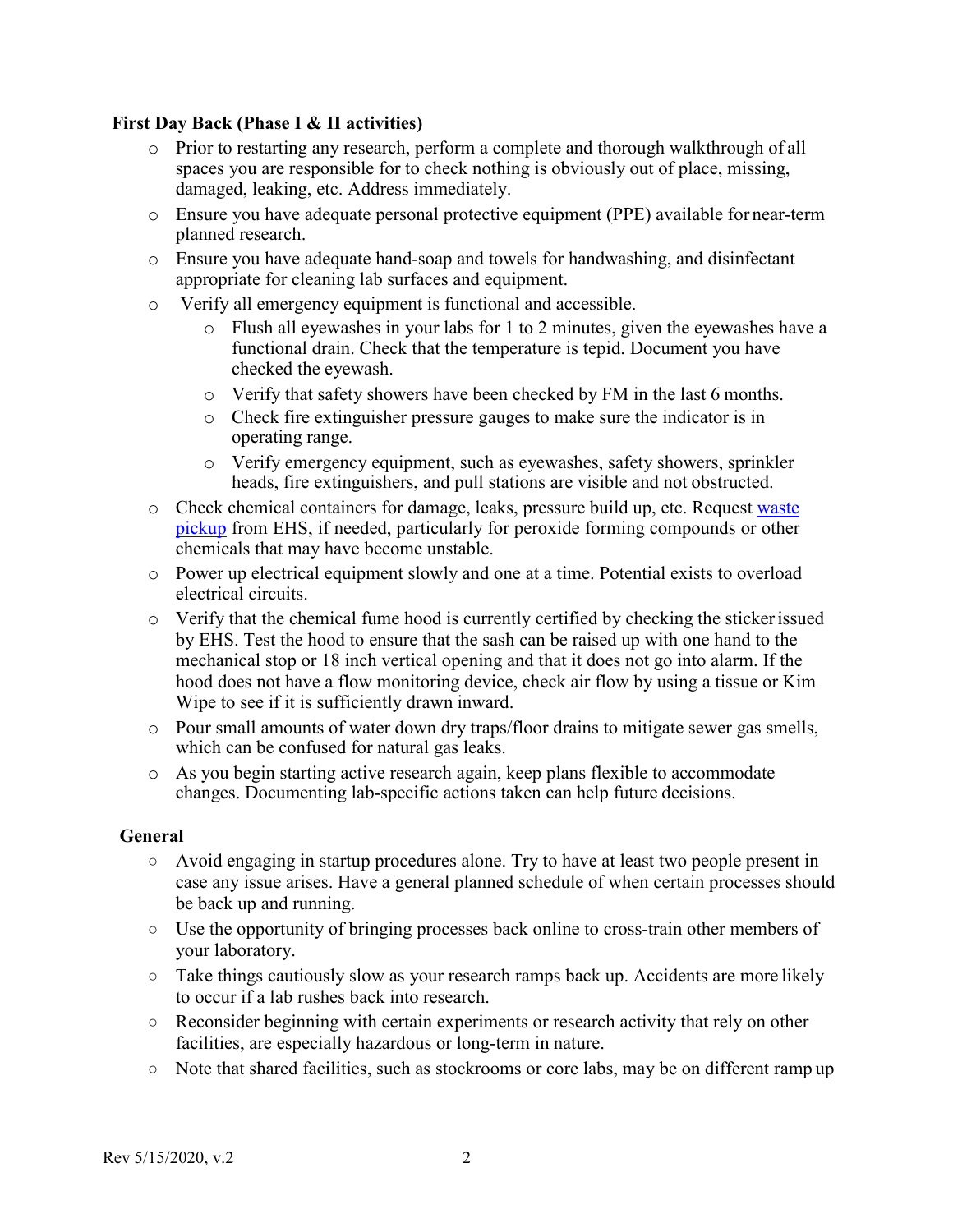**First Day Back (Phase I & II activities)**

- Prior to restarting any research, perform a complete and thorough walkthrough of all spaces you are responsible for to check nothing is obviously out of place, missing, damaged, leaking, etc. Address immediately.
- Ensure you have adequate personal protective equipment (PPE) available for near-term planned research.
- Ensure you have adequate hand-soap and towels for handwashing, and disinfectant appropriate for cleaning lab surfaces and equipment.
- Verify all emergency equipment is functional and accessible.
  - Flush all eyewashes in your labs for 1 to 2 minutes, given the eyewashes have a functional drain. Check that the temperature is tepid. Document you have checked the eyewash.
  - Verify that safety showers have been checked by FM in the last 6 months.
  - Check fire extinguisher pressure gauges to make sure the indicator is in operating range.
  - Verify emergency equipment, such as eyewashes, safety showers, sprinkler heads, fire extinguishers, and pull stations are visible and not obstructed.
- Check chemical containers for damage, leaks, pressure build up, etc. Request waste pickup from EHS, if needed, particularly for peroxide forming compounds or other chemicals that may have become unstable.
- Power up electrical equipment slowly and one at a time. Potential exists to overload electrical circuits.
- Verify that the chemical fume hood is currently certified by checking the sticker issued by EHS. Test the hood to ensure that the sash can be raised up with one hand to the mechanical stop or 18 inch vertical opening and that it does not go into alarm. If the hood does not have a flow monitoring device, check air flow by using a tissue or Kim Wipe to see if it is sufficiently drawn inward.
- Pour small amounts of water down dry traps/floor drains to mitigate sewer gas smells, which can be confused for natural gas leaks.
- As you begin starting active research again, keep plans flexible to accommodate changes. Documenting lab-specific actions taken can help future decisions.

**General**

- Avoid engaging in startup procedures alone. Try to have at least two people present in case any issue arises. Have a general planned schedule of when certain processes should be back up and running.
- Use the opportunity of bringing processes back online to cross-train other members of your laboratory.
- Take things cautiously slow as your research ramps back up. Accidents are more likely to occur if a lab rushes back into research.
- Reconsider beginning with certain experiments or research activity that rely on other facilities, are especially hazardous or long-term in nature.
- Note that shared facilities, such as stockrooms or core labs, may be on different ramp up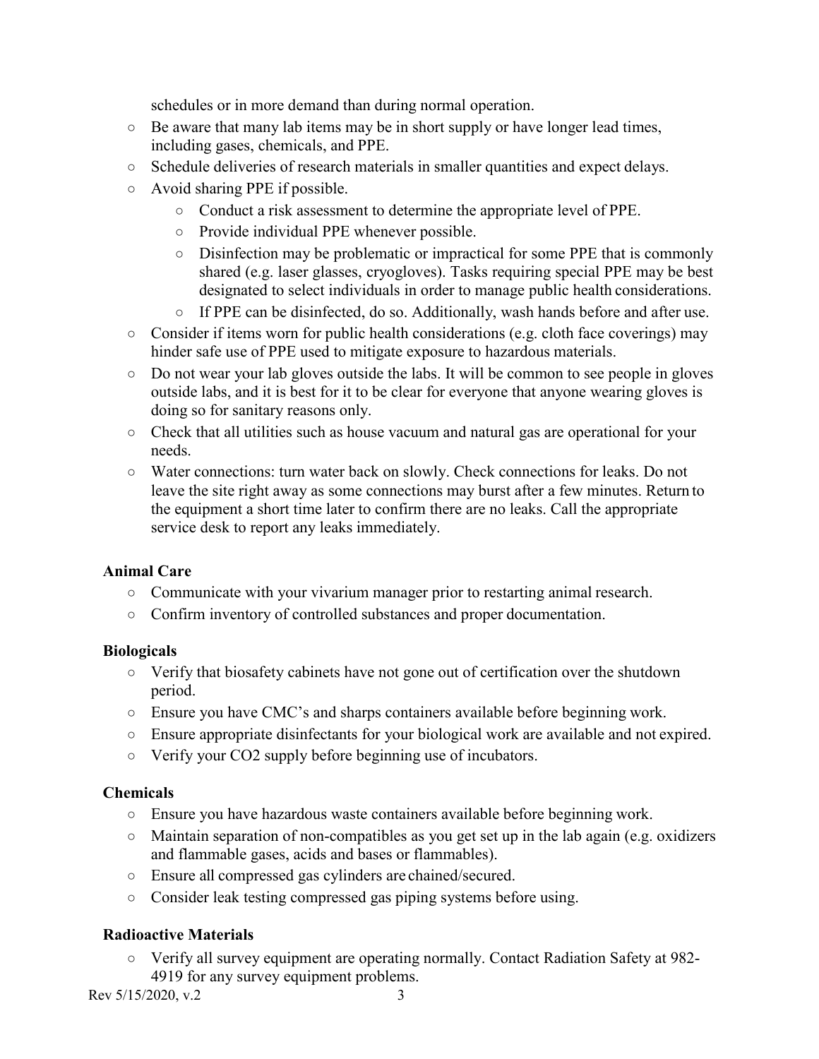schedules or in more demand than during normal operation.

- Be aware that many lab items may be in short supply or have longer lead times, including gases, chemicals, and PPE.
- Schedule deliveries of research materials in smaller quantities and expect delays.
- Avoid sharing PPE if possible.
  - Conduct a risk assessment to determine the appropriate level of PPE.
  - Provide individual PPE whenever possible.
  - Disinfection may be problematic or impractical for some PPE that is commonly shared (e.g. laser glasses, cryogloves). Tasks requiring special PPE may be best designated to select individuals in order to manage public health considerations.
  - If PPE can be disinfected, do so. Additionally, wash hands before and after use.
- Consider if items worn for public health considerations (e.g. cloth face coverings) may hinder safe use of PPE used to mitigate exposure to hazardous materials.
- Do not wear your lab gloves outside the labs. It will be common to see people in gloves outside labs, and it is best for it to be clear for everyone that anyone wearing gloves is doing so for sanitary reasons only.
- Check that all utilities such as house vacuum and natural gas are operational for your needs.
- Water connections: turn water back on slowly. Check connections for leaks. Do not leave the site right away as some connections may burst after a few minutes. Return to the equipment a short time later to confirm there are no leaks. Call the appropriate service desk to report any leaks immediately.

**Animal Care**

- Communicate with your vivarium manager prior to restarting animal research.
- Confirm inventory of controlled substances and proper documentation.

**Biologicals**

- Verify that biosafety cabinets have not gone out of certification over the shutdown period.
- Ensure you have CMC's and sharps containers available before beginning work.
- Ensure appropriate disinfectants for your biological work are available and not expired.
- Verify your $CO_2$ supply before beginning use of incubators.

**Chemicals**

- Ensure you have hazardous waste containers available before beginning work.
- Maintain separation of non-compatibles as you get set up in the lab again (e.g. oxidizers and flammable gases, acids and bases or flammables).
- Ensure all compressed gas cylinders are chained/secured.
- Consider leak testing compressed gas piping systems before using.

**Radioactive Materials**

- Verify all survey equipment are operating normally. Contact Radiation Safety at 982-4919 for any survey equipment problems.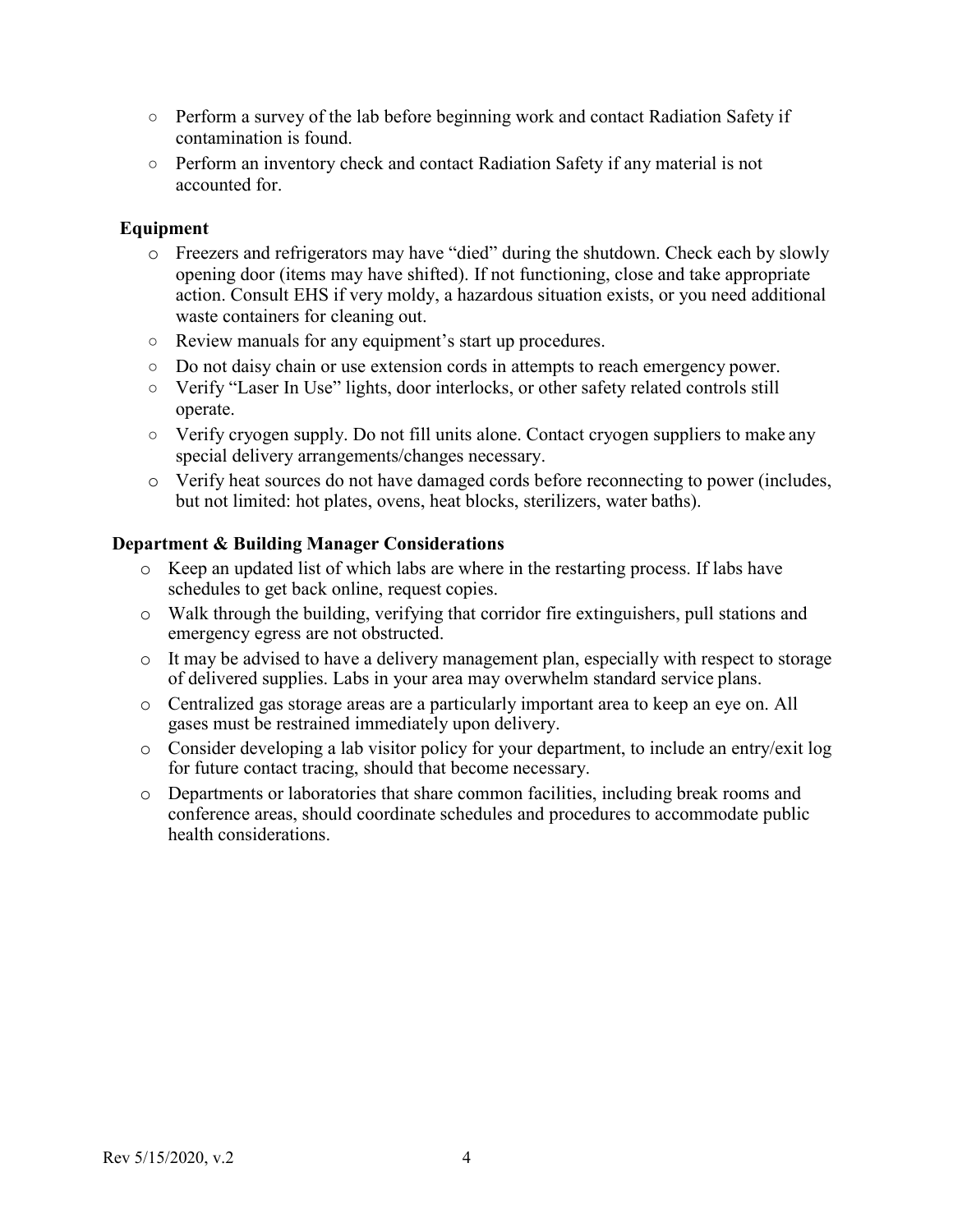- Perform a survey of the lab before beginning work and contact Radiation Safety if contamination is found.
- Perform an inventory check and contact Radiation Safety if any material is not accounted for.

**Equipment**

- Freezers and refrigerators may have "died" during the shutdown. Check each by slowly opening door (items may have shifted). If not functioning, close and take appropriate action. Consult EHS if very moldy, a hazardous situation exists, or you need additional waste containers for cleaning out.
- Review manuals for any equipment's start up procedures.
- Do not daisy chain or use extension cords in attempts to reach emergency power.
- Verify "Laser In Use" lights, door interlocks, or other safety related controls still operate.
- Verify cryogen supply. Do not fill units alone. Contact cryogen suppliers to make any special delivery arrangements/changes necessary.
- Verify heat sources do not have damaged cords before reconnecting to power (includes, but not limited: hot plates, ovens, heat blocks, sterilizers, water baths).

**Department & Building Manager Considerations**

- Keep an updated list of which labs are where in the restarting process. If labs have schedules to get back online, request copies.
- Walk through the building, verifying that corridor fire extinguishers, pull stations and emergency egress are not obstructed.
- It may be advised to have a delivery management plan, especially with respect to storage of delivered supplies. Labs in your area may overwhelm standard service plans.
- Centralized gas storage areas are a particularly important area to keep an eye on. All gases must be restrained immediately upon delivery.
- Consider developing a lab visitor policy for your department, to include an entry/exit log for future contact tracing, should that become necessary.
- Departments or laboratories that share common facilities, including break rooms and conference areas, should coordinate schedules and procedures to accommodate public health considerations.

Rev 5/15/2020, v.2